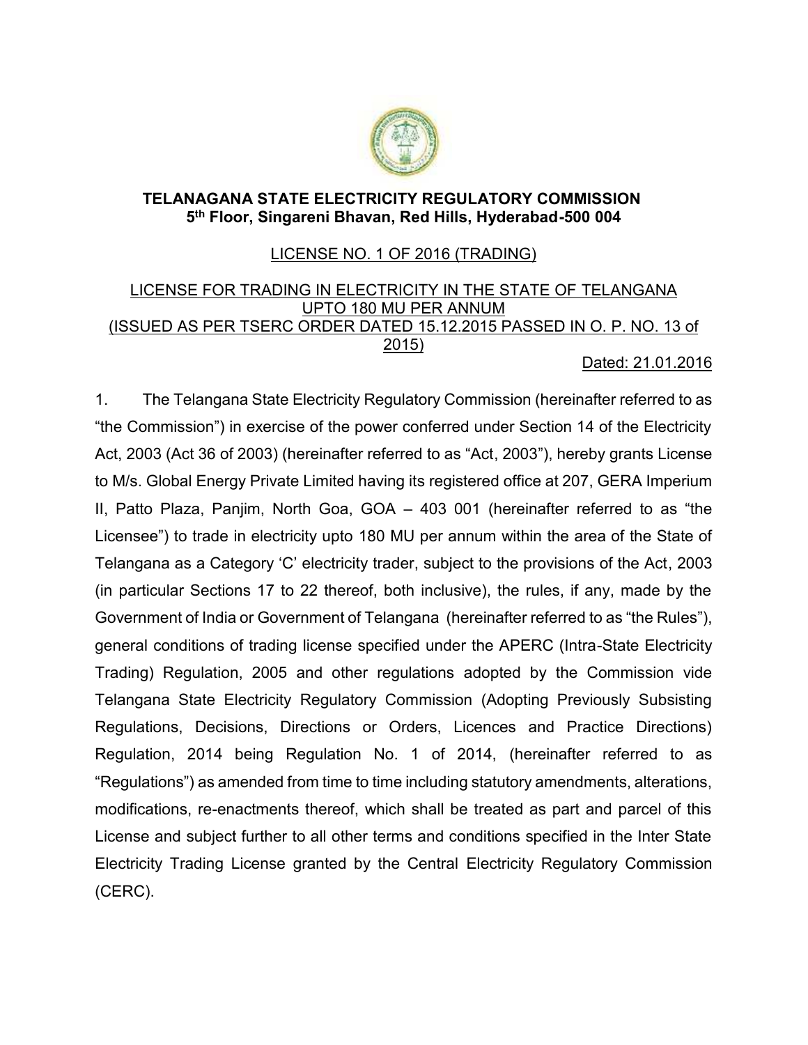# TELANAGANA STATE ELECTRICITY REGULATORY COMMISSION

**5th Floor, Singareni Bhavan, Red Hills, Hyderabad-500 004**

LICENSE NO. 1 OF 2016 (TRADING)

LICENSE FOR TRADING IN ELECTRICITY IN THE STATE OF TELANGANA UPTO 180 MU PER ANNUM (ISSUED AS PER TSERC ORDER DATED 15.12.2015 PASSED IN O. P. NO. 13 of 2015)

Dated: 21.01.2016

1. The Telangana State Electricity Regulatory Commission (hereinafter referred to as "the Commission") in exercise of the power conferred under Section 14 of the Electricity Act, 2003 (Act 36 of 2003) (hereinafter referred to as "Act, 2003"), hereby grants License to M/s. Global Energy Private Limited having its registered office at 207, GERA Imperium II, Patto Plaza, Panjim, North Goa, GOA – 403 001 (hereinafter referred to as "the Licensee") to trade in electricity upto 180 MU per annum within the area of the State of Telangana as a Category 'C' electricity trader, subject to the provisions of the Act, 2003 (in particular Sections 17 to 22 thereof, both inclusive), the rules, if any, made by the Government of India or Government of Telangana (hereinafter referred to as "the Rules"), general conditions of trading license specified under the APERC (Intra-State Electricity Trading) Regulation, 2005 and other regulations adopted by the Commission vide Telangana State Electricity Regulatory Commission (Adopting Previously Subsisting Regulations, Decisions, Directions or Orders, Licences and Practice Directions) Regulation, 2014 being Regulation No. 1 of 2014, (hereinafter referred to as "Regulations") as amended from time to time including statutory amendments, alterations, modifications, re-enactments thereof, which shall be treated as part and parcel of this License and subject further to all other terms and conditions specified in the Inter State Electricity Trading License granted by the Central Electricity Regulatory Commission (CERC).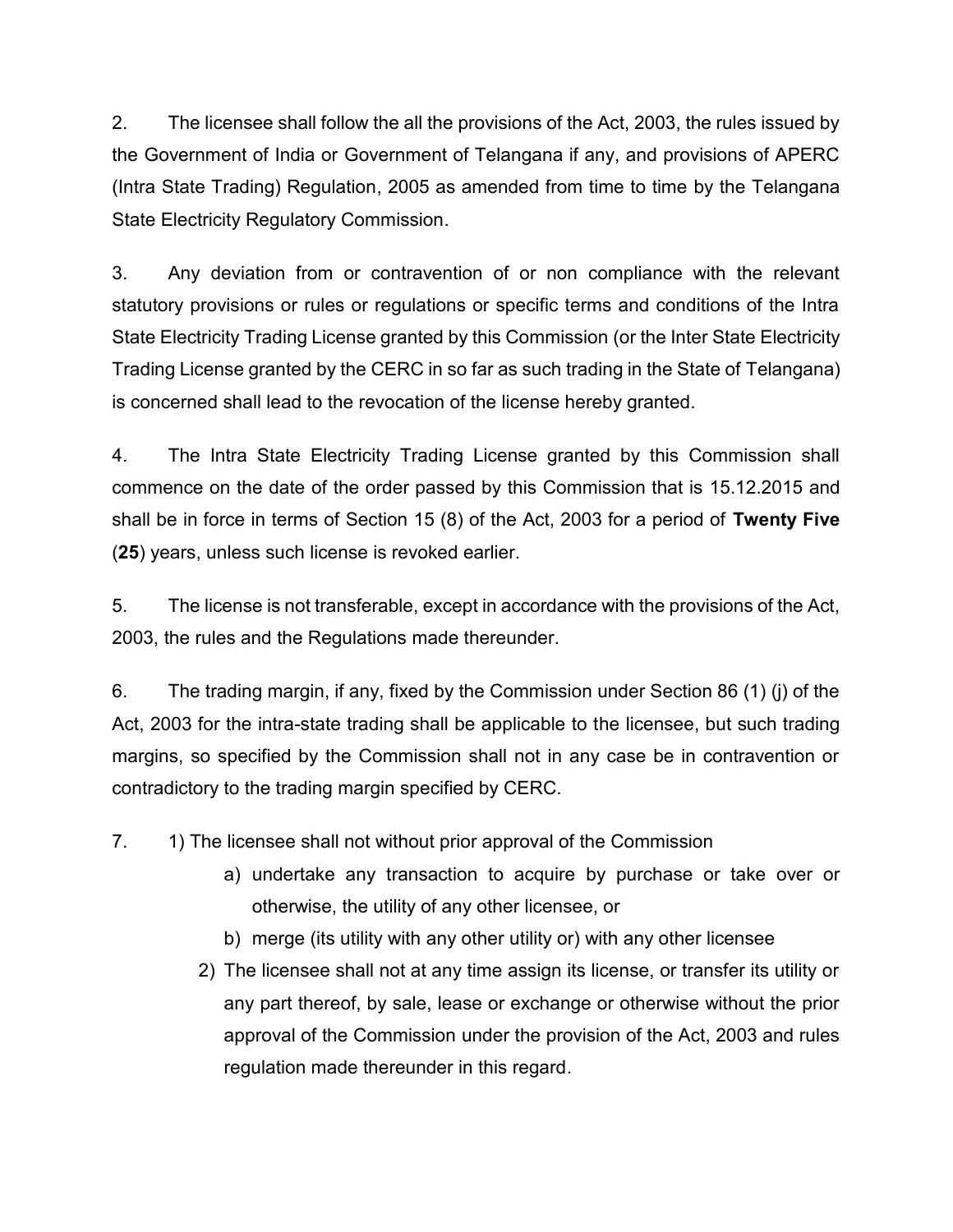2. The licensee shall follow the all the provisions of the Act, 2003, the rules issued by the Government of India or Government of Telangana if any, and provisions of APERC (Intra State Trading) Regulation, 2005 as amended from time to time by the Telangana State Electricity Regulatory Commission.

3. Any deviation from or contravention of or non compliance with the relevant statutory provisions or rules or regulations or specific terms and conditions of the Intra State Electricity Trading License granted by this Commission (or the Inter State Electricity Trading License granted by the CERC in so far as such trading in the State of Telangana) is concerned shall lead to the revocation of the license hereby granted.

4. The Intra State Electricity Trading License granted by this Commission shall commence on the date of the order passed by this Commission that is 15.12.2015 and shall be in force in terms of Section 15 (8) of the Act, 2003 for a period of **Twenty Five** (**25**) years, unless such license is revoked earlier.

5. The license is not transferable, except in accordance with the provisions of the Act, 2003, the rules and the Regulations made thereunder.

6. The trading margin, if any, fixed by the Commission under Section 86 (1) (j) of the Act, 2003 for the intra-state trading shall be applicable to the licensee, but such trading margins, so specified by the Commission shall not in any case be in contravention or contradictory to the trading margin specified by CERC.

7. 1) The licensee shall not without prior approval of the Commission
   - a) undertake any transaction to acquire by purchase or take over or otherwise, the utility of any other licensee, or
   - b) merge (its utility with any other utility or) with any other licensee

   2) The licensee shall not at any time assign its license, or transfer its utility or any part thereof, by sale, lease or exchange or otherwise without the prior approval of the Commission under the provision of the Act, 2003 and rules regulation made thereunder in this regard.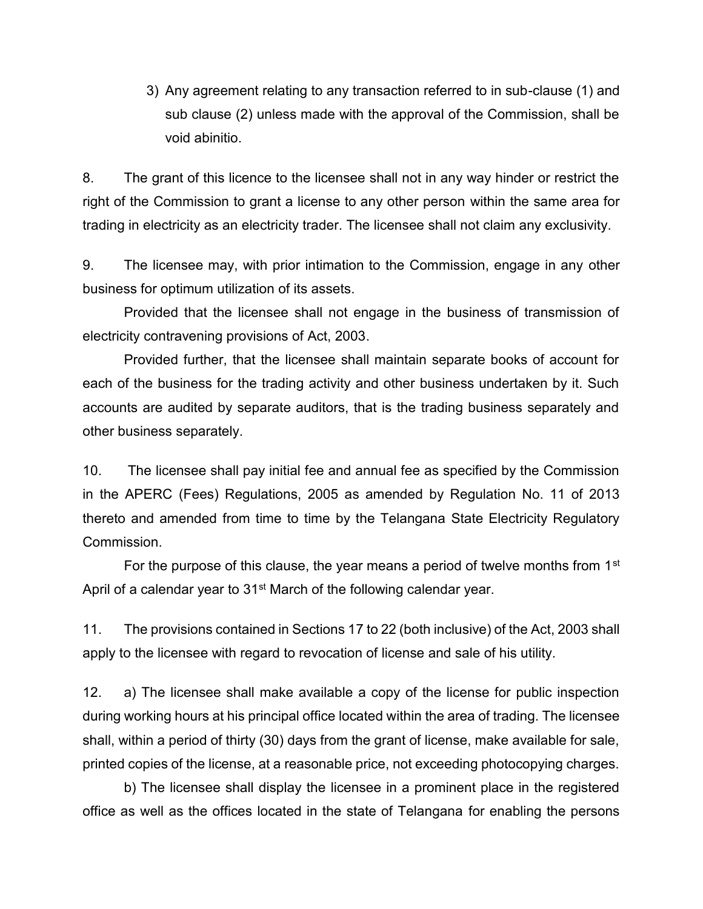3) Any agreement relating to any transaction referred to in sub-clause (1) and sub clause (2) unless made with the approval of the Commission, shall be void abinitio.

8. The grant of this licence to the licensee shall not in any way hinder or restrict the right of the Commission to grant a license to any other person within the same area for trading in electricity as an electricity trader. The licensee shall not claim any exclusivity.

9. The licensee may, with prior intimation to the Commission, engage in any other business for optimum utilization of its assets.

Provided that the licensee shall not engage in the business of transmission of electricity contravening provisions of Act, 2003.

Provided further, that the licensee shall maintain separate books of account for each of the business for the trading activity and other business undertaken by it. Such accounts are audited by separate auditors, that is the trading business separately and other business separately.

10. The licensee shall pay initial fee and annual fee as specified by the Commission in the APERC (Fees) Regulations, 2005 as amended by Regulation No. 11 of 2013 thereto and amended from time to time by the Telangana State Electricity Regulatory Commission.

For the purpose of this clause, the year means a period of twelve months from 1st April of a calendar year to 31st March of the following calendar year.

11. The provisions contained in Sections 17 to 22 (both inclusive) of the Act, 2003 shall apply to the licensee with regard to revocation of license and sale of his utility.

12. a) The licensee shall make available a copy of the license for public inspection during working hours at his principal office located within the area of trading. The licensee shall, within a period of thirty (30) days from the grant of license, make available for sale, printed copies of the license, at a reasonable price, not exceeding photocopying charges.

b) The licensee shall display the licensee in a prominent place in the registered office as well as the offices located in the state of Telangana for enabling the persons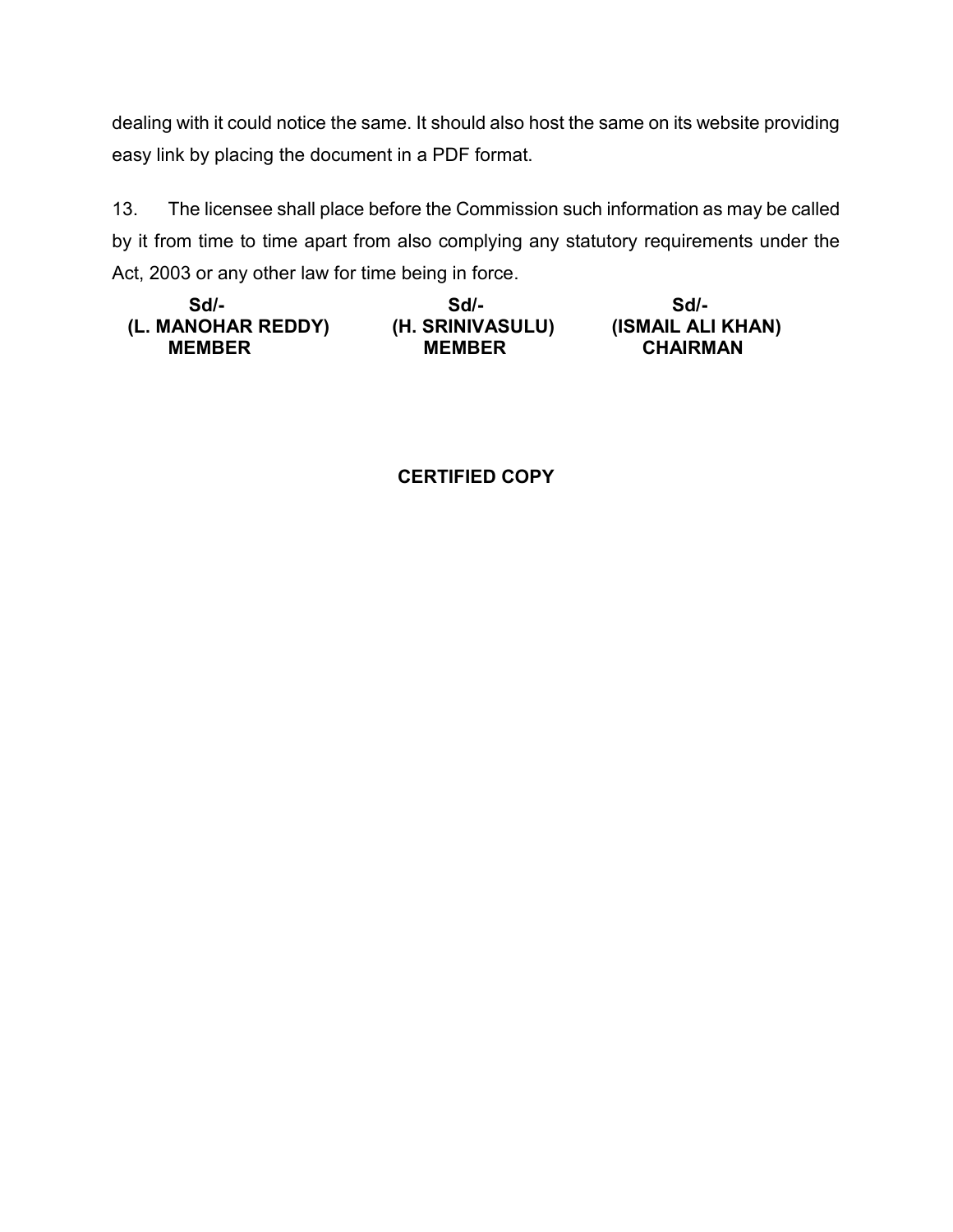dealing with it could notice the same. It should also host the same on its website providing easy link by placing the document in a PDF format.

13. The licensee shall place before the Commission such information as may be called by it from time to time apart from also complying any statutory requirements under the Act, 2003 or any other law for time being in force.

| | | |
|---|---|---|
| **Sd/-** | **Sd/-** | **Sd/-** |
| **(L. MANOHAR REDDY)** | **(H. SRINIVASULU)** | **(ISMAIL ALI KHAN)** |
| **MEMBER** | **MEMBER** | **CHAIRMAN** |

**CERTIFIED COPY**